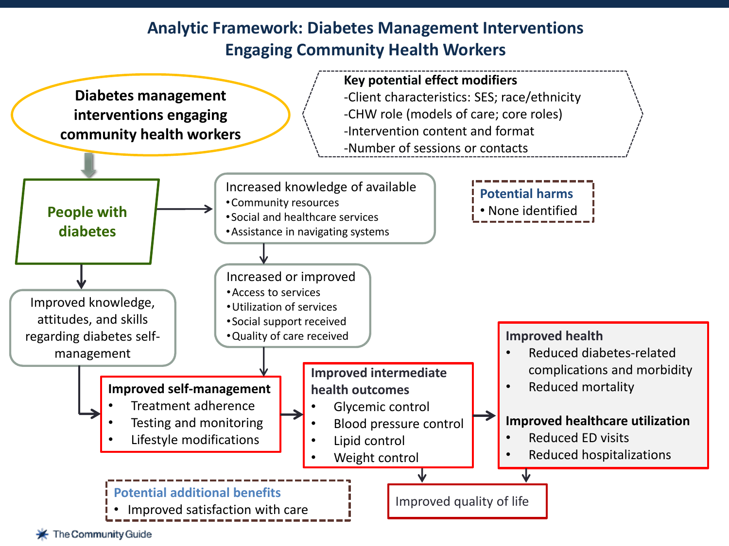# Analytic Framework: Diabetes Management Interventions Engaging Community Health Workers

**Diabetes management interventions engaging community health workers**

**Key potential effect modifiers**
- -Client characteristics: SES; race/ethnicity
- -CHW role (models of care; core roles)
- -Intervention content and format
- -Number of sessions or contacts

**People with diabetes**

Increased knowledge of available
- Community resources
- Social and healthcare services
- Assistance in navigating systems

**Potential harms**
- None identified

Increased or improved
- Access to services
- Utilization of services
- Social support received
- Quality of care received

Improved knowledge, attitudes, and skills regarding diabetes self-management

**Improved self-management**
- Treatment adherence
- Testing and monitoring
- Lifestyle modifications

**Improved intermediate health outcomes**
- Glycemic control
- Blood pressure control
- Lipid control
- Weight control

**Improved health**
- Reduced diabetes-related complications and morbidity
- Reduced mortality

**Improved healthcare utilization**
- Reduced ED visits
- Reduced hospitalizations

**Potential additional benefits**
- Improved satisfaction with care

Improved quality of life

The Community Guide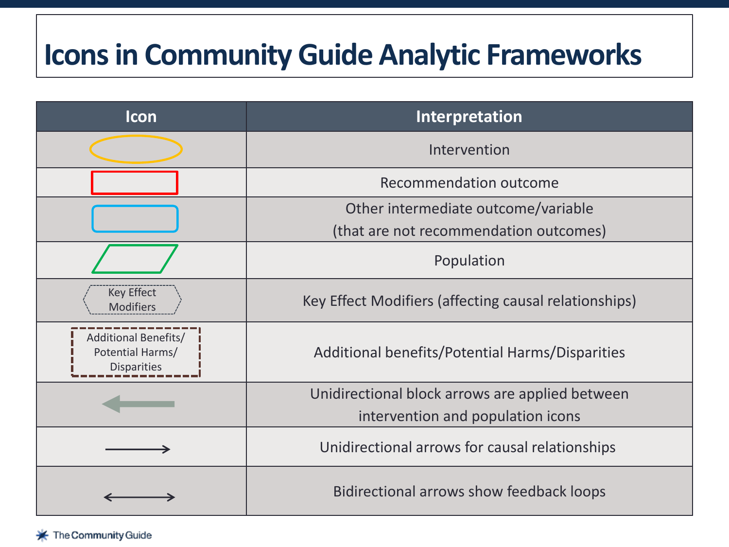# Icons in Community Guide Analytic Frameworks

| Icon | Interpretation |
|---|---|
| | Intervention |
| | Recommendation outcome |
| | Other intermediate outcome/variable (that are not recommendation outcomes) |
| | Population |
| Key Effect Modifiers | Key Effect Modifiers (affecting causal relationships) |
| Additional Benefits/ Potential Harms/ Disparities | Additional benefits/Potential Harms/Disparities |
| | Unidirectional block arrows are applied between intervention and population icons |
| | Unidirectional arrows for causal relationships |
| | Bidirectional arrows show feedback loops |

The Community Guide